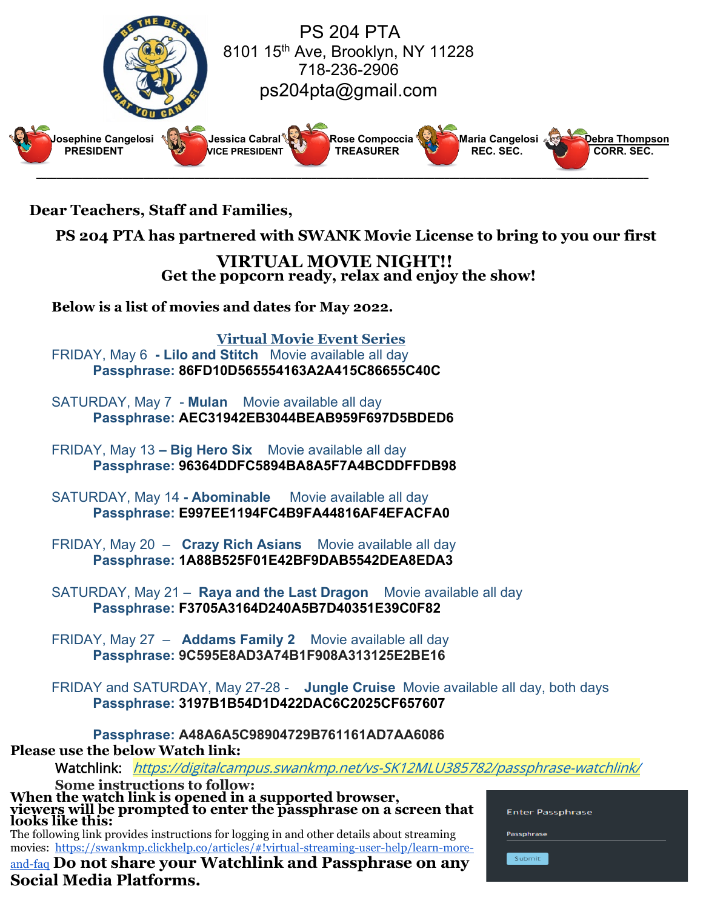# PS 204 PTA

8101 15th Ave, Brooklyn, NY 11228
718-236-2906
ps204pta@gmail.com

| Josephine Cangelosi | Jessica Cabral | Rose Compoccia | Maria Cangelosi | Debra Thompson |
|---|---|---|---|---|
| PRESIDENT | VICE PRESIDENT | TREASURER | REC. SEC. | CORR. SEC. |

**Dear Teachers, Staff and Families,**

**PS 204 PTA has partnered with SWANK Movie License to bring to you our first**

## VIRTUAL MOVIE NIGHT!!

**Get the popcorn ready, relax and enjoy the show!**

**Below is a list of movies and dates for May 2022.**

### Virtual Movie Event Series

FRIDAY, May 6 **- Lilo and Stitch** Movie available all day
**Passphrase: 86FD10D565554163A2A415C86655C40C**

SATURDAY, May 7 - **Mulan** Movie available all day
**Passphrase: AEC31942EB3044BEAB959F697D5BDED6**

FRIDAY, May 13 **– Big Hero Six** Movie available all day
**Passphrase: 96364DDFC5894BA8A5F7A4BCDDFFDB98**

SATURDAY, May 14 **- Abominable** Movie available all day
**Passphrase: E997EE1194FC4B9FA44816AF4EFACFA0**

FRIDAY, May 20 – **Crazy Rich Asians** Movie available all day
**Passphrase: 1A88B525F01E42BF9DAB5542DEA8EDA3**

SATURDAY, May 21 – **Raya and the Last Dragon** Movie available all day
**Passphrase: F3705A3164D240A5B7D40351E39C0F82**

FRIDAY, May 27 – **Addams Family 2** Movie available all day
**Passphrase: 9C595E8AD3A74B1F908A313125E2BE16**

FRIDAY and SATURDAY, May 27-28 - **Jungle Cruise** Movie available all day, both days
**Passphrase: 3197B1B54D1D422DAC6C2025CF657607**

**Passphrase: A48A6A5C98904729B761161AD7AA6086**

**Please use the below Watch link:**

Watchlink: [https://digitalcampus.swankmp.net/vs-SK12MLU385782/passphrase-watchlink/](https://digitalcampus.swankmp.net/vs-SK12MLU385782/passphrase-watchlink/)

**Some instructions to follow:**

**When the watch link is opened in a supported browser, viewers will be prompted to enter the passphrase on a screen that looks like this:**

Enter Passphrase
Passphrase
Submit

The following link provides instructions for logging in and other details about streaming movies: [https://swankmp.clickhelp.co/articles/#!virtual-streaming-user-help/learn-more-and-faq](https://swankmp.clickhelp.co/articles/#!virtual-streaming-user-help/learn-more-and-faq) **Do not share your Watchlink and Passphrase on any Social Media Platforms.**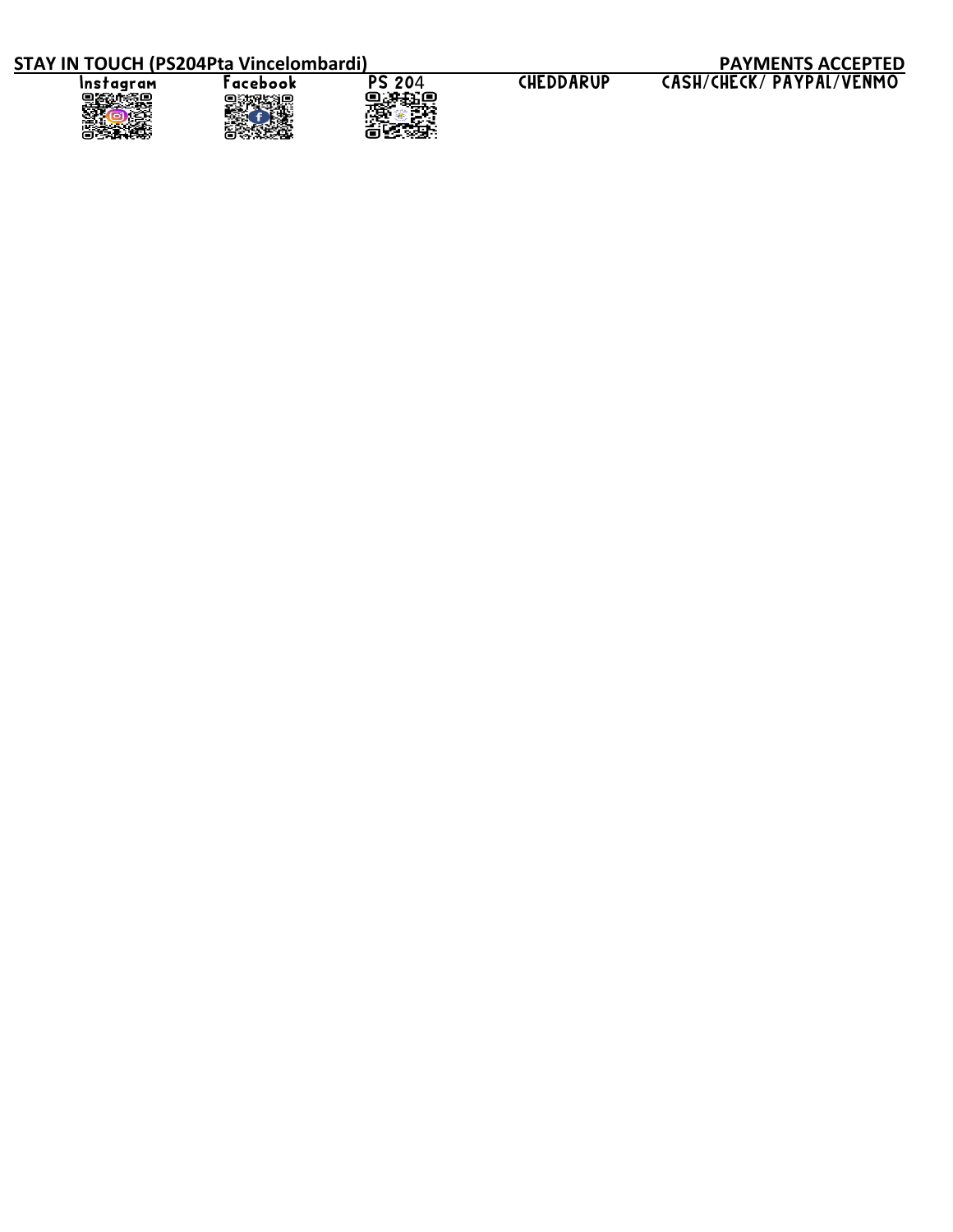**STAY IN TOUCH (PS204Pta Vincelombardi)**

Instagram

Facebook

PS 204

CHEDDARUP

**PAYMENTS ACCEPTED**

CASH/CHECK/ PAYPAL/VENMO